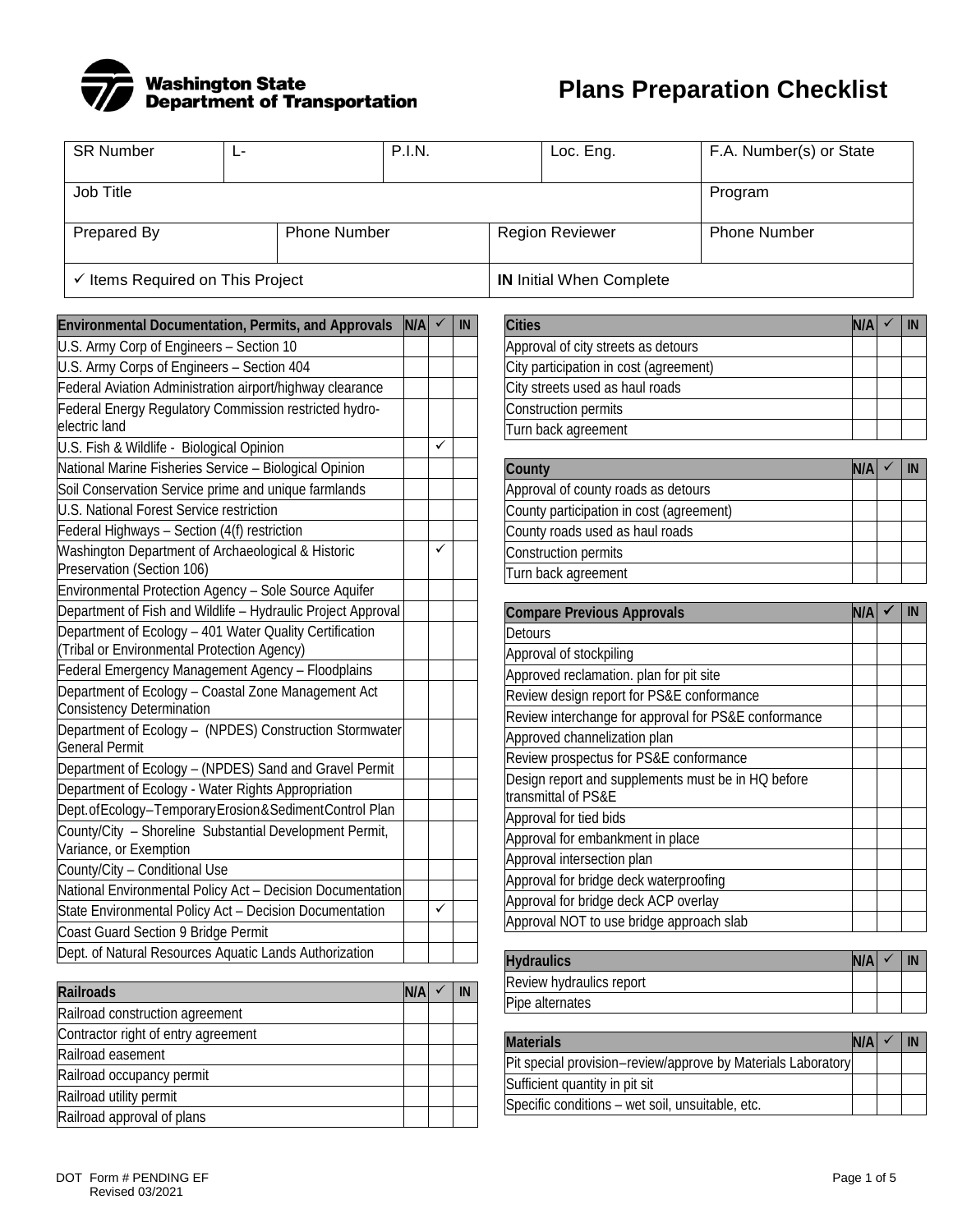Washington State Department of Transportation

# Plans Preparation Checklist

| SR Number | L- | P.I.N. | Loc. Eng. | F.A. Number(s) or State |
|---|---|---|---|---|
| Job Title | | | | Program |
| Prepared By | Phone Number | Region Reviewer | | Phone Number |
| ✓ Items Required on This Project | | IN Initial When Complete | | |

| Environmental Documentation, Permits, and Approvals | N/A | ✓ | IN |
|---|---|---|---|
| U.S. Army Corp of Engineers – Section 10 | | | |
| U.S. Army Corps of Engineers – Section 404 | | | |
| Federal Aviation Administration airport/highway clearance | | | |
| Federal Energy Regulatory Commission restricted hydro-electric land | | | |
| U.S. Fish & Wildlife - Biological Opinion | | ✓ | |
| National Marine Fisheries Service – Biological Opinion | | | |
| Soil Conservation Service prime and unique farmlands | | | |
| U.S. National Forest Service restriction | | | |
| Federal Highways – Section (4(f) restriction | | | |
| Washington Department of Archaeological & Historic Preservation (Section 106) | | ✓ | |
| Environmental Protection Agency – Sole Source Aquifer | | | |
| Department of Fish and Wildlife – Hydraulic Project Approval | | | |
| Department of Ecology – 401 Water Quality Certification (Tribal or Environmental Protection Agency) | | | |
| Federal Emergency Management Agency – Floodplains | | | |
| Department of Ecology – Coastal Zone Management Act Consistency Determination | | | |
| Department of Ecology – (NPDES) Construction Stormwater General Permit | | | |
| Department of Ecology – (NPDES) Sand and Gravel Permit | | | |
| Department of Ecology - Water Rights Appropriation | | | |
| Dept.ofEcology–TemporaryErosion&SedimentControl Plan | | | |
| County/City – Shoreline Substantial Development Permit, Variance, or Exemption | | | |
| County/City – Conditional Use | | | |
| National Environmental Policy Act – Decision Documentation | | | |
| State Environmental Policy Act – Decision Documentation | | ✓ | |
| Coast Guard Section 9 Bridge Permit | | | |
| Dept. of Natural Resources Aquatic Lands Authorization | | | |

| Railroads | N/A | ✓ | IN |
|---|---|---|---|
| Railroad construction agreement | | | |
| Contractor right of entry agreement | | | |
| Railroad easement | | | |
| Railroad occupancy permit | | | |
| Railroad utility permit | | | |
| Railroad approval of plans | | | |

| Cities | N/A | ✓ | IN |
|---|---|---|---|
| Approval of city streets as detours | | | |
| City participation in cost (agreement) | | | |
| City streets used as haul roads | | | |
| Construction permits | | | |
| Turn back agreement | | | |

| County | N/A | ✓ | IN |
|---|---|---|---|
| Approval of county roads as detours | | | |
| County participation in cost (agreement) | | | |
| County roads used as haul roads | | | |
| Construction permits | | | |
| Turn back agreement | | | |

| Compare Previous Approvals | N/A | ✓ | IN |
|---|---|---|---|
| Detours | | | |
| Approval of stockpiling | | | |
| Approved reclamation. plan for pit site | | | |
| Review design report for PS&E conformance | | | |
| Review interchange for approval for PS&E conformance | | | |
| Approved channelization plan | | | |
| Review prospectus for PS&E conformance | | | |
| Design report and supplements must be in HQ before transmittal of PS&E | | | |
| Approval for tied bids | | | |
| Approval for embankment in place | | | |
| Approval intersection plan | | | |
| Approval for bridge deck waterproofing | | | |
| Approval for bridge deck ACP overlay | | | |
| Approval NOT to use bridge approach slab | | | |

| Hydraulics | N/A | ✓ | IN |
|---|---|---|---|
| Review hydraulics report | | | |
| Pipe alternates | | | |

| Materials | N/A | ✓ | IN |
|---|---|---|---|
| Pit special provision–review/approve by Materials Laboratory | | | |
| Sufficient quantity in pit sit | | | |
| Specific conditions – wet soil, unsuitable, etc. | | | |

DOT Form # PENDING EF
Revised 03/2021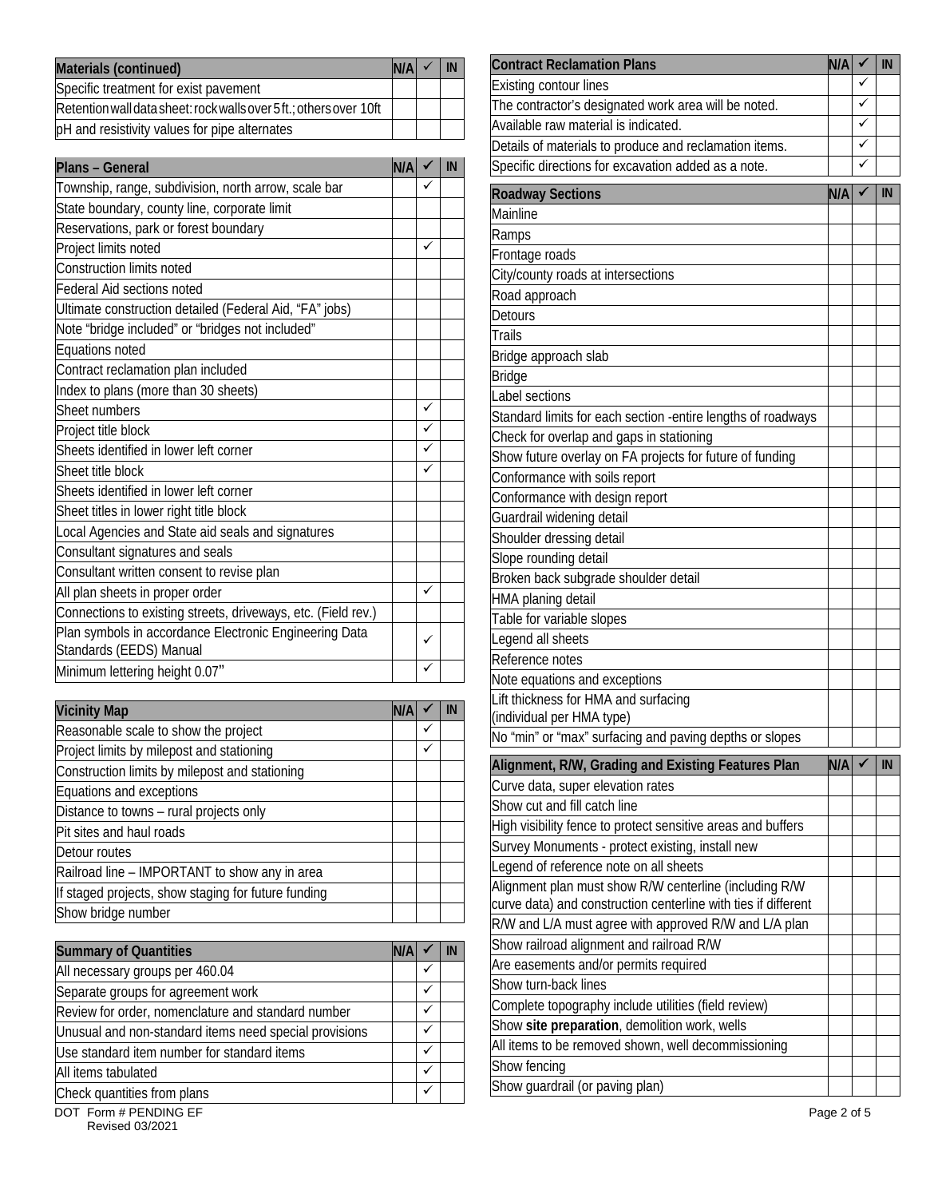| Materials (continued) | N/A | ✓ | IN |
|---|---|---|---|
| Specific treatment for exist pavement | | | |
| Retention wall data sheet: rock walls over 5ft.; others over 10ft | | | |
| pH and resistivity values for pipe alternates | | | |

| Plans – General | N/A | ✓ | IN |
|---|---|---|---|
| Township, range, subdivision, north arrow, scale bar | | ✓ | |
| State boundary, county line, corporate limit | | | |
| Reservations, park or forest boundary | | | |
| Project limits noted | | ✓ | |
| Construction limits noted | | | |
| Federal Aid sections noted | | | |
| Ultimate construction detailed (Federal Aid, "FA" jobs) | | | |
| Note "bridge included" or "bridges not included" | | | |
| Equations noted | | | |
| Contract reclamation plan included | | | |
| Index to plans (more than 30 sheets) | | | |
| Sheet numbers | | ✓ | |
| Project title block | | ✓ | |
| Sheets identified in lower left corner | | ✓ | |
| Sheet title block | | ✓ | |
| Sheets identified in lower left corner | | | |
| Sheet titles in lower right title block | | | |
| Local Agencies and State aid seals and signatures | | | |
| Consultant signatures and seals | | | |
| Consultant written consent to revise plan | | | |
| All plan sheets in proper order | | ✓ | |
| Connections to existing streets, driveways, etc. (Field rev.) | | | |
| Plan symbols in accordance Electronic Engineering Data Standards (EEDS) Manual | | ✓ | |
| Minimum lettering height 0.07" | | ✓ | |

| Vicinity Map | N/A | ✓ | IN |
|---|---|---|---|
| Reasonable scale to show the project | | ✓ | |
| Project limits by milepost and stationing | | ✓ | |
| Construction limits by milepost and stationing | | | |
| Equations and exceptions | | | |
| Distance to towns – rural projects only | | | |
| Pit sites and haul roads | | | |
| Detour routes | | | |
| Railroad line – IMPORTANT to show any in area | | | |
| If staged projects, show staging for future funding | | | |
| Show bridge number | | | |

| Summary of Quantities | N/A | ✓ | IN |
|---|---|---|---|
| All necessary groups per 460.04 | | ✓ | |
| Separate groups for agreement work | | ✓ | |
| Review for order, nomenclature and standard number | | ✓ | |
| Unusual and non-standard items need special provisions | | ✓ | |
| Use standard item number for standard items | | ✓ | |
| All items tabulated | | ✓ | |
| Check quantities from plans | | ✓ | |

| Contract Reclamation Plans | N/A | ✓ | IN |
|---|---|---|---|
| Existing contour lines | | ✓ | |
| The contractor's designated work area will be noted. | | ✓ | |
| Available raw material is indicated. | | ✓ | |
| Details of materials to produce and reclamation items. | | ✓ | |
| Specific directions for excavation added as a note. | | ✓ | |

| Roadway Sections | N/A | ✓ | IN |
|---|---|---|---|
| Mainline | | | |
| Ramps | | | |
| Frontage roads | | | |
| City/county roads at intersections | | | |
| Road approach | | | |
| Detours | | | |
| Trails | | | |
| Bridge approach slab | | | |
| Bridge | | | |
| Label sections | | | |
| Standard limits for each section -entire lengths of roadways | | | |
| Check for overlap and gaps in stationing | | | |
| Show future overlay on FA projects for future of funding | | | |
| Conformance with soils report | | | |
| Conformance with design report | | | |
| Guardrail widening detail | | | |
| Shoulder dressing detail | | | |
| Slope rounding detail | | | |
| Broken back subgrade shoulder detail | | | |
| HMA planing detail | | | |
| Table for variable slopes | | | |
| Legend all sheets | | | |
| Reference notes | | | |
| Note equations and exceptions | | | |
| Lift thickness for HMA and surfacing (individual per HMA type) | | | |
| No "min" or "max" surfacing and paving depths or slopes | | | |

| Alignment, R/W, Grading and Existing Features Plan | N/A | ✓ | IN |
|---|---|---|---|
| Curve data, super elevation rates | | | |
| Show cut and fill catch line | | | |
| High visibility fence to protect sensitive areas and buffers | | | |
| Survey Monuments - protect existing, install new | | | |
| Legend of reference note on all sheets | | | |
| Alignment plan must show R/W centerline (including R/W curve data) and construction centerline with ties if different | | | |
| R/W and L/A must agree with approved R/W and L/A plan | | | |
| Show railroad alignment and railroad R/W | | | |
| Are easements and/or permits required | | | |
| Show turn-back lines | | | |
| Complete topography include utilities (field review) | | | |
| Show **site preparation**, demolition work, wells | | | |
| All items to be removed shown, well decommissioning | | | |
| Show fencing | | | |
| Show guardrail (or paving plan) | | | |

DOT Form # PENDING EF
Revised 03/2021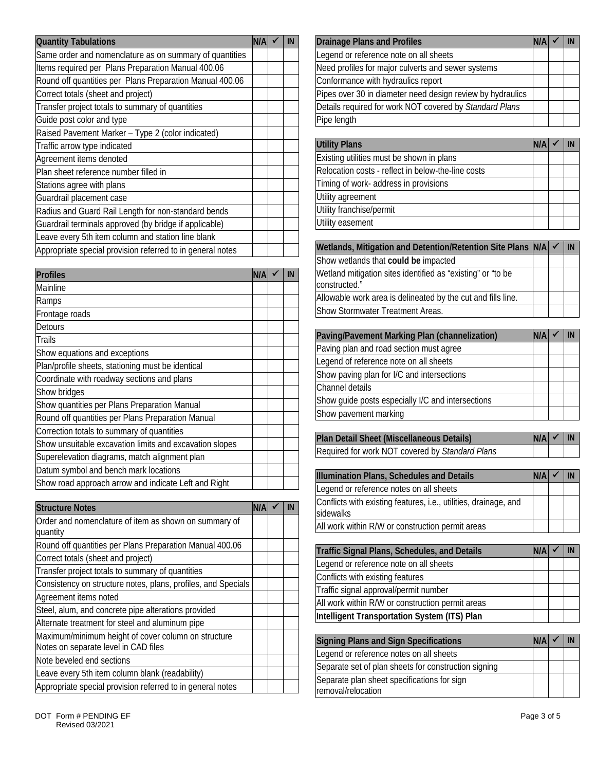| Quantity Tabulations | N/A | ✓ | IN |
|---|---|---|---|
| Same order and nomenclature as on summary of quantities | | | |
| Items required per Plans Preparation Manual 400.06 | | | |
| Round off quantities per Plans Preparation Manual 400.06 | | | |
| Correct totals (sheet and project) | | | |
| Transfer project totals to summary of quantities | | | |
| Guide post color and type | | | |
| Raised Pavement Marker – Type 2 (color indicated) | | | |
| Traffic arrow type indicated | | | |
| Agreement items denoted | | | |
| Plan sheet reference number filled in | | | |
| Stations agree with plans | | | |
| Guardrail placement case | | | |
| Radius and Guard Rail Length for non-standard bends | | | |
| Guardrail terminals approved (by bridge if applicable) | | | |
| Leave every 5th item column and station line blank | | | |
| Appropriate special provision referred to in general notes | | | |

| Profiles | N/A | ✓ | IN |
|---|---|---|---|
| Mainline | | | |
| Ramps | | | |
| Frontage roads | | | |
| Detours | | | |
| Trails | | | |
| Show equations and exceptions | | | |
| Plan/profile sheets, stationing must be identical | | | |
| Coordinate with roadway sections and plans | | | |
| Show bridges | | | |
| Show quantities per Plans Preparation Manual | | | |
| Round off quantities per Plans Preparation Manual | | | |
| Correction totals to summary of quantities | | | |
| Show unsuitable excavation limits and excavation slopes | | | |
| Superelevation diagrams, match alignment plan | | | |
| Datum symbol and bench mark locations | | | |
| Show road approach arrow and indicate Left and Right | | | |

| Structure Notes | N/A | ✓ | IN |
|---|---|---|---|
| Order and nomenclature of item as shown on summary of quantity | | | |
| Round off quantities per Plans Preparation Manual 400.06 | | | |
| Correct totals (sheet and project) | | | |
| Transfer project totals to summary of quantities | | | |
| Consistency on structure notes, plans, profiles, and Specials | | | |
| Agreement items noted | | | |
| Steel, alum, and concrete pipe alterations provided | | | |
| Alternate treatment for steel and aluminum pipe | | | |
| Maximum/minimum height of cover column on structure Notes on separate level in CAD files | | | |
| Note beveled end sections | | | |
| Leave every 5th item column blank (readability) | | | |
| Appropriate special provision referred to in general notes | | | |

| Drainage Plans and Profiles | N/A | ✓ | IN |
|---|---|---|---|
| Legend or reference note on all sheets | | | |
| Need profiles for major culverts and sewer systems | | | |
| Conformance with hydraulics report | | | |
| Pipes over 30 in diameter need design review by hydraulics | | | |
| Details required for work NOT covered by *Standard Plans* | | | |
| Pipe length | | | |

| Utility Plans | N/A | ✓ | IN |
|---|---|---|---|
| Existing utilities must be shown in plans | | | |
| Relocation costs - reflect in below-the-line costs | | | |
| Timing of work- address in provisions | | | |
| Utility agreement | | | |
| Utility franchise/permit | | | |
| Utility easement | | | |

| Wetlands, Mitigation and Detention/Retention Site Plans | N/A | ✓ | IN |
|---|---|---|---|
| Show wetlands that **could be** impacted | | | |
| Wetland mitigation sites identified as "existing" or "to be constructed." | | | |
| Allowable work area is delineated by the cut and fills line. | | | |
| Show Stormwater Treatment Areas. | | | |

| Paving/Pavement Marking Plan (channelization) | N/A | ✓ | IN |
|---|---|---|---|
| Paving plan and road section must agree | | | |
| Legend of reference note on all sheets | | | |
| Show paving plan for I/C and intersections | | | |
| Channel details | | | |
| Show guide posts especially I/C and intersections | | | |
| Show pavement marking | | | |

| Plan Detail Sheet (Miscellaneous Details) | N/A | ✓ | IN |
|---|---|---|---|
| Required for work NOT covered by *Standard Plans* | | | |

| Illumination Plans, Schedules and Details | N/A | ✓ | IN |
|---|---|---|---|
| Legend or reference notes on all sheets | | | |
| Conflicts with existing features, i.e., utilities, drainage, and sidewalks | | | |
| All work within R/W or construction permit areas | | | |

| Traffic Signal Plans, Schedules, and Details | N/A | ✓ | IN |
|---|---|---|---|
| Legend or reference note on all sheets | | | |
| Conflicts with existing features | | | |
| Traffic signal approval/permit number | | | |
| All work within R/W or construction permit areas | | | |
| **Intelligent Transportation System (ITS) Plan** | | | |

| Signing Plans and Sign Specifications | N/A | ✓ | IN |
|---|---|---|---|
| Legend or reference notes on all sheets | | | |
| Separate set of plan sheets for construction signing | | | |
| Separate plan sheet specifications for sign removal/relocation | | | |

DOT Form # PENDING EF
Revised 03/2021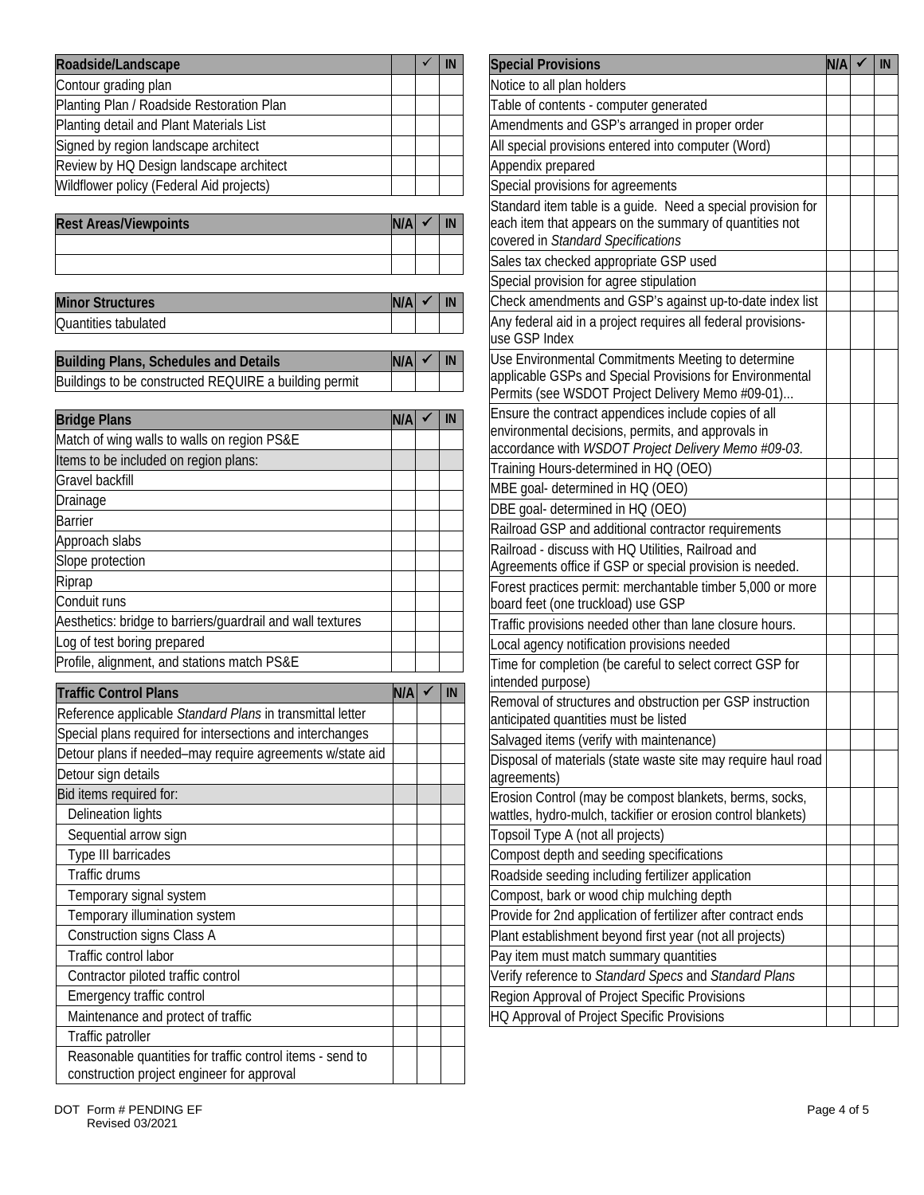| Roadside/Landscape | | ✓ | IN |
|---|---|---|---|
| Contour grading plan | | | |
| Planting Plan / Roadside Restoration Plan | | | |
| Planting detail and Plant Materials List | | | |
| Signed by region landscape architect | | | |
| Review by HQ Design landscape architect | | | |
| Wildflower policy (Federal Aid projects) | | | |

| Rest Areas/Viewpoints | N/A | ✓ | IN |
|---|---|---|---|
| | | | |
| | | | |

| Minor Structures | N/A | ✓ | IN |
|---|---|---|---|
| Quantities tabulated | | | |

| Building Plans, Schedules and Details | N/A | ✓ | IN |
|---|---|---|---|
| Buildings to be constructed REQUIRE a building permit | | | |

| Bridge Plans | N/A | ✓ | IN |
|---|---|---|---|
| Match of wing walls to walls on region PS&E | | | |
| Items to be included on region plans: | | | |
| Gravel backfill | | | |
| Drainage | | | |
| Barrier | | | |
| Approach slabs | | | |
| Slope protection | | | |
| Riprap | | | |
| Conduit runs | | | |
| Aesthetics: bridge to barriers/guardrail and wall textures | | | |
| Log of test boring prepared | | | |
| Profile, alignment, and stations match PS&E | | | |

| Traffic Control Plans | N/A | ✓ | IN |
|---|---|---|---|
| Reference applicable *Standard Plans* in transmittal letter | | | |
| Special plans required for intersections and interchanges | | | |
| Detour plans if needed–may require agreements w/state aid | | | |
| Detour sign details | | | |
| Bid items required for: | | | |
| Delineation lights | | | |
| Sequential arrow sign | | | |
| Type III barricades | | | |
| Traffic drums | | | |
| Temporary signal system | | | |
| Temporary illumination system | | | |
| Construction signs Class A | | | |
| Traffic control labor | | | |
| Contractor piloted traffic control | | | |
| Emergency traffic control | | | |
| Maintenance and protect of traffic | | | |
| Traffic patroller | | | |
| Reasonable quantities for traffic control items - send to construction project engineer for approval | | | |

| Special Provisions | N/A | ✓ | IN |
|---|---|---|---|
| Notice to all plan holders | | | |
| Table of contents - computer generated | | | |
| Amendments and GSP's arranged in proper order | | | |
| All special provisions entered into computer (Word) | | | |
| Appendix prepared | | | |
| Special provisions for agreements | | | |
| Standard item table is a guide. Need a special provision for each item that appears on the summary of quantities not covered in *Standard Specifications* | | | |
| Sales tax checked appropriate GSP used | | | |
| Special provision for agree stipulation | | | |
| Check amendments and GSP's against up-to-date index list | | | |
| Any federal aid in a project requires all federal provisions-use GSP Index | | | |
| Use Environmental Commitments Meeting to determine applicable GSPs and Special Provisions for Environmental Permits (see WSDOT Project Delivery Memo #09-01)... | | | |
| Ensure the contract appendices include copies of all environmental decisions, permits, and approvals in accordance with *WSDOT Project Delivery Memo #09-03*. | | | |
| Training Hours-determined in HQ (OEO) | | | |
| MBE goal- determined in HQ (OEO) | | | |
| DBE goal- determined in HQ (OEO) | | | |
| Railroad GSP and additional contractor requirements | | | |
| Railroad - discuss with HQ Utilities, Railroad and Agreements office if GSP or special provision is needed. | | | |
| Forest practices permit: merchantable timber 5,000 or more board feet (one truckload) use GSP | | | |
| Traffic provisions needed other than lane closure hours. | | | |
| Local agency notification provisions needed | | | |
| Time for completion (be careful to select correct GSP for intended purpose) | | | |
| Removal of structures and obstruction per GSP instruction anticipated quantities must be listed | | | |
| Salvaged items (verify with maintenance) | | | |
| Disposal of materials (state waste site may require haul road agreements) | | | |
| Erosion Control (may be compost blankets, berms, socks, wattles, hydro-mulch, tackifier or erosion control blankets) | | | |
| Topsoil Type A (not all projects) | | | |
| Compost depth and seeding specifications | | | |
| Roadside seeding including fertilizer application | | | |
| Compost, bark or wood chip mulching depth | | | |
| Provide for 2nd application of fertilizer after contract ends | | | |
| Plant establishment beyond first year (not all projects) | | | |
| Pay item must match summary quantities | | | |
| Verify reference to *Standard Specs* and *Standard Plans* | | | |
| Region Approval of Project Specific Provisions | | | |
| HQ Approval of Project Specific Provisions | | | |

DOT Form # PENDING EF
Revised 03/2021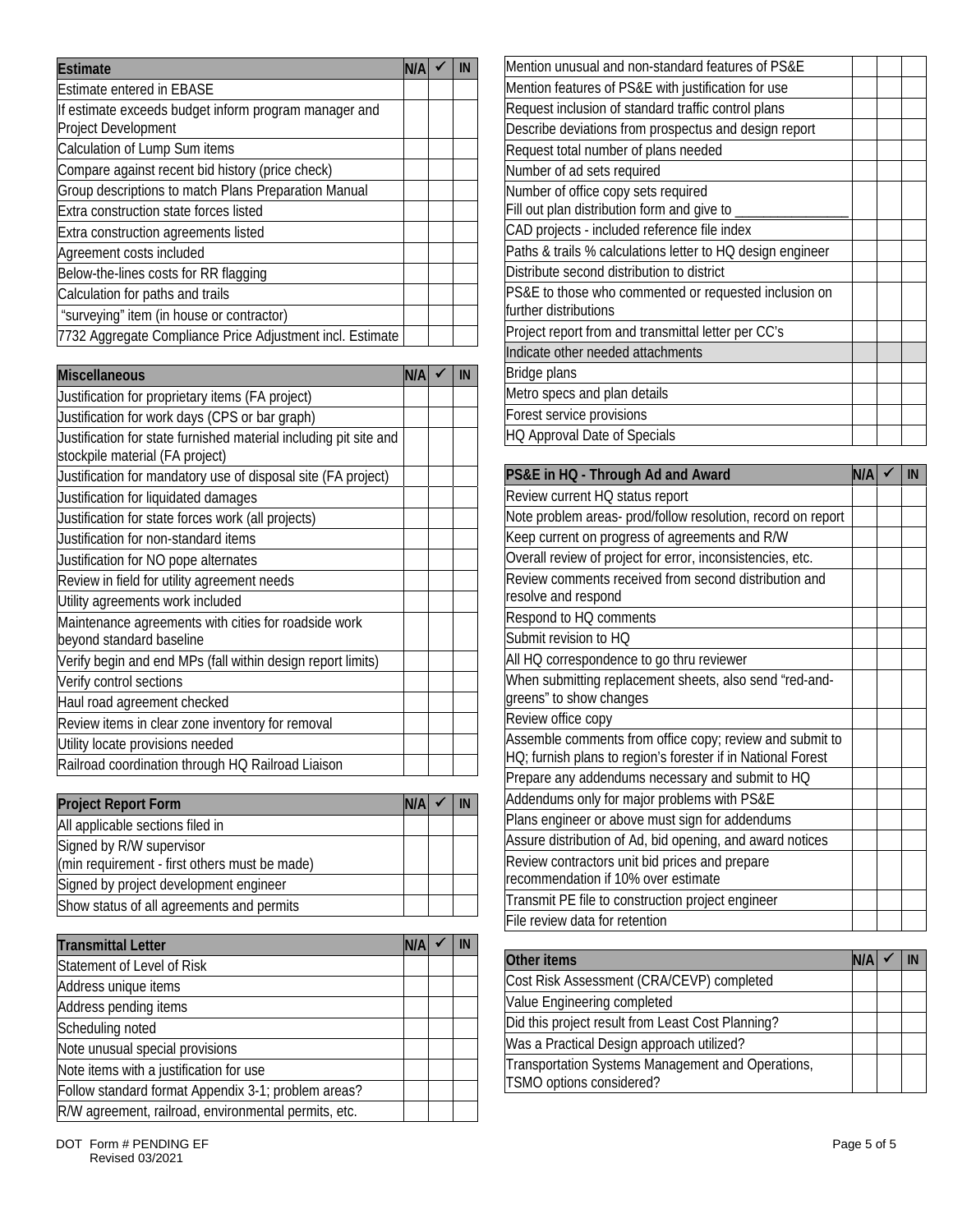| Estimate | N/A | ✓ | IN |
|---|---|---|---|
| Estimate entered in EBASE | | | |
| If estimate exceeds budget inform program manager and Project Development | | | |
| Calculation of Lump Sum items | | | |
| Compare against recent bid history (price check) | | | |
| Group descriptions to match Plans Preparation Manual | | | |
| Extra construction state forces listed | | | |
| Extra construction agreements listed | | | |
| Agreement costs included | | | |
| Below-the-lines costs for RR flagging | | | |
| Calculation for paths and trails | | | |
| "surveying" item (in house or contractor) | | | |
| 7732 Aggregate Compliance Price Adjustment incl. Estimate | | | |

| Miscellaneous | N/A | ✓ | IN |
|---|---|---|---|
| Justification for proprietary items (FA project) | | | |
| Justification for work days (CPS or bar graph) | | | |
| Justification for state furnished material including pit site and stockpile material (FA project) | | | |
| Justification for mandatory use of disposal site (FA project) | | | |
| Justification for liquidated damages | | | |
| Justification for state forces work (all projects) | | | |
| Justification for non-standard items | | | |
| Justification for NO pope alternates | | | |
| Review in field for utility agreement needs | | | |
| Utility agreements work included | | | |
| Maintenance agreements with cities for roadside work beyond standard baseline | | | |
| Verify begin and end MPs (fall within design report limits) | | | |
| Verify control sections | | | |
| Haul road agreement checked | | | |
| Review items in clear zone inventory for removal | | | |
| Utility locate provisions needed | | | |
| Railroad coordination through HQ Railroad Liaison | | | |

| Project Report Form | N/A | ✓ | IN |
|---|---|---|---|
| All applicable sections filed in | | | |
| Signed by R/W supervisor (min requirement - first others must be made) | | | |
| Signed by project development engineer | | | |
| Show status of all agreements and permits | | | |

| Transmittal Letter | N/A | ✓ | IN |
|---|---|---|---|
| Statement of Level of Risk | | | |
| Address unique items | | | |
| Address pending items | | | |
| Scheduling noted | | | |
| Note unusual special provisions | | | |
| Note items with a justification for use | | | |
| Follow standard format Appendix 3-1; problem areas? | | | |
| R/W agreement, railroad, environmental permits, etc. | | | |
| Mention unusual and non-standard features of PS&E | | | |
| Mention features of PS&E with justification for use | | | |
| Request inclusion of standard traffic control plans | | | |
| Describe deviations from prospectus and design report | | | |
| Request total number of plans needed | | | |
| Number of ad sets required | | | |
| Number of office copy sets required Fill out plan distribution form and give to ________________ | | | |
| CAD projects - included reference file index | | | |
| Paths & trails % calculations letter to HQ design engineer | | | |
| Distribute second distribution to district | | | |
| PS&E to those who commented or requested inclusion on further distributions | | | |
| Project report from and transmittal letter per CC's | | | |
| Indicate other needed attachments | | | |
| Bridge plans | | | |
| Metro specs and plan details | | | |
| Forest service provisions | | | |
| HQ Approval Date of Specials | | | |

| PS&E in HQ - Through Ad and Award | N/A | ✓ | IN |
|---|---|---|---|
| Review current HQ status report | | | |
| Note problem areas- prod/follow resolution, record on report | | | |
| Keep current on progress of agreements and R/W | | | |
| Overall review of project for error, inconsistencies, etc. | | | |
| Review comments received from second distribution and resolve and respond | | | |
| Respond to HQ comments | | | |
| Submit revision to HQ | | | |
| All HQ correspondence to go thru reviewer | | | |
| When submitting replacement sheets, also send "red-and-greens" to show changes | | | |
| Review office copy | | | |
| Assemble comments from office copy; review and submit to HQ; furnish plans to region's forester if in National Forest | | | |
| Prepare any addendums necessary and submit to HQ | | | |
| Addendums only for major problems with PS&E | | | |
| Plans engineer or above must sign for addendums | | | |
| Assure distribution of Ad, bid opening, and award notices | | | |
| Review contractors unit bid prices and prepare recommendation if 10% over estimate | | | |
| Transmit PE file to construction project engineer | | | |
| File review data for retention | | | |

| Other items | N/A | ✓ | IN |
|---|---|---|---|
| Cost Risk Assessment (CRA/CEVP) completed | | | |
| Value Engineering completed | | | |
| Did this project result from Least Cost Planning? | | | |
| Was a Practical Design approach utilized? | | | |
| Transportation Systems Management and Operations, TSMO options considered? | | | |

DOT Form # PENDING EF
Revised 03/2021